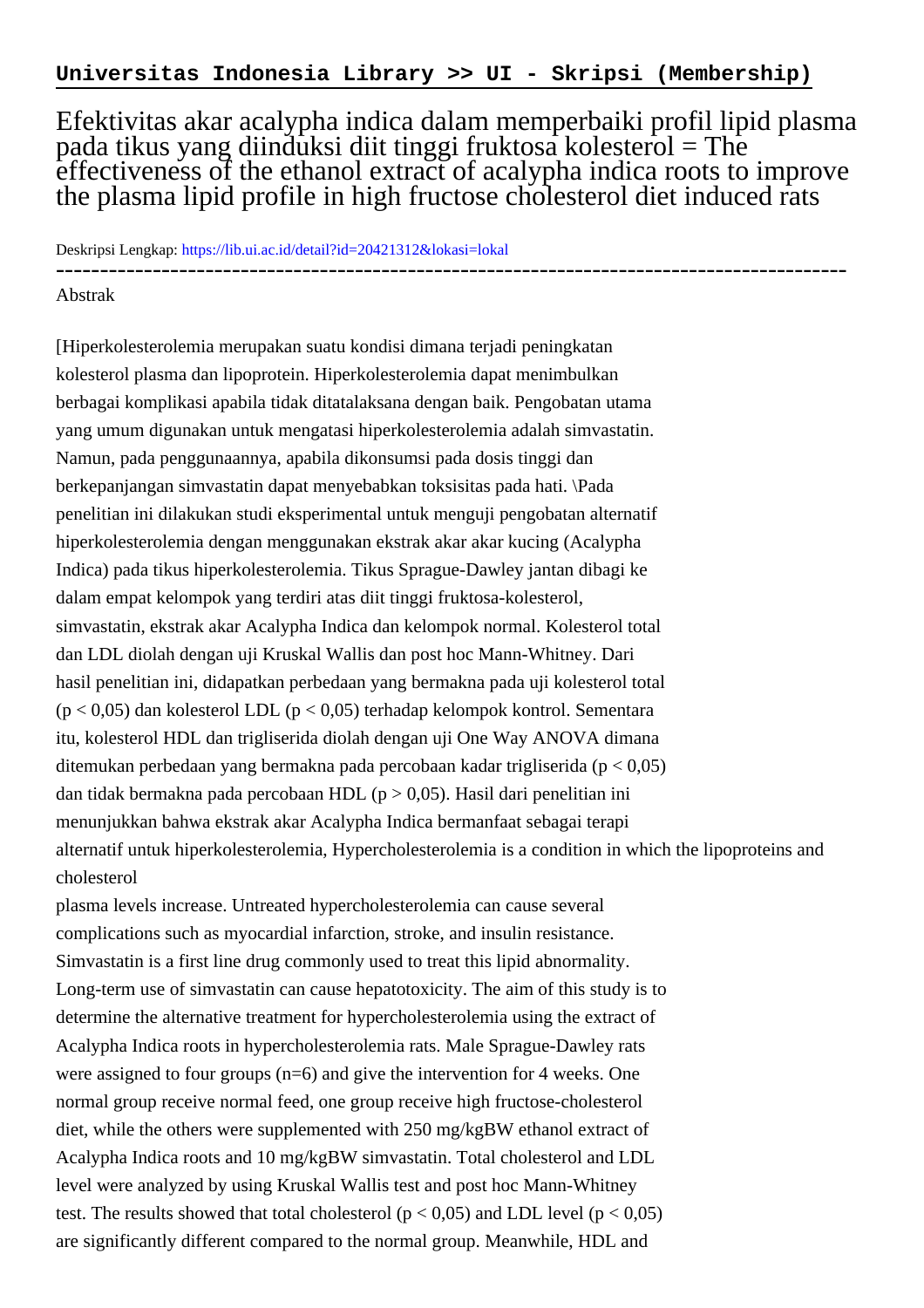**Universitas Indonesia Library >> UI - Skripsi (Membership)**

# Efektivitas akar acalypha indica dalam memperbaiki profil lipid plasma pada tikus yang diinduksi diit tinggi fruktosa kolesterol = The effectiveness of the ethanol extract of acalypha indica roots to improve the plasma lipid profile in high fructose cholesterol diet induced rats

Deskripsi Lengkap: https://lib.ui.ac.id/detail?id=20421312&lokasi=lokal

------------------------------------------------------------------------------------------

Abstrak

[Hiperkolesterolemia merupakan suatu kondisi dimana terjadi peningkatan kolesterol plasma dan lipoprotein. Hiperkolesterolemia dapat menimbulkan berbagai komplikasi apabila tidak ditatalaksana dengan baik. Pengobatan utama yang umum digunakan untuk mengatasi hiperkolesterolemia adalah simvastatin. Namun, pada penggunaannya, apabila dikonsumsi pada dosis tinggi dan berkepanjangan simvastatin dapat menyebabkan toksisitas pada hati. \Pada penelitian ini dilakukan studi eksperimental untuk menguji pengobatan alternatif hiperkolesterolemia dengan menggunakan ekstrak akar akar kucing (Acalypha Indica) pada tikus hiperkolesterolemia. Tikus Sprague-Dawley jantan dibagi ke dalam empat kelompok yang terdiri atas diit tinggi fruktosa-kolesterol, simvastatin, ekstrak akar Acalypha Indica dan kelompok normal. Kolesterol total dan LDL diolah dengan uji Kruskal Wallis dan post hoc Mann-Whitney. Dari hasil penelitian ini, didapatkan perbedaan yang bermakna pada uji kolesterol total ($p < 0{,}05$) dan kolesterol LDL ($p < 0{,}05$) terhadap kelompok kontrol. Sementara itu, kolesterol HDL dan trigliserida diolah dengan uji One Way ANOVA dimana ditemukan perbedaan yang bermakna pada percobaan kadar trigliserida ($p < 0{,}05$) dan tidak bermakna pada percobaan HDL ($p > 0{,}05$). Hasil dari penelitian ini menunjukkan bahwa ekstrak akar Acalypha Indica bermanfaat sebagai terapi alternatif untuk hiperkolesterolemia, Hypercholesterolemia is a condition in which the lipoproteins and cholesterol plasma levels increase. Untreated hypercholesterolemia can cause several complications such as myocardial infarction, stroke, and insulin resistance. Simvastatin is a first line drug commonly used to treat this lipid abnormality. Long-term use of simvastatin can cause hepatotoxicity. The aim of this study is to determine the alternative treatment for hypercholesterolemia using the extract of Acalypha Indica roots in hypercholesterolemia rats. Male Sprague-Dawley rats were assigned to four groups ($n=6$) and give the intervention for 4 weeks. One normal group receive normal feed, one group receive high fructose-cholesterol diet, while the others were supplemented with 250 mg/kgBW ethanol extract of Acalypha Indica roots and 10 mg/kgBW simvastatin. Total cholesterol and LDL level were analyzed by using Kruskal Wallis test and post hoc Mann-Whitney test. The results showed that total cholesterol ($p < 0{,}05$) and LDL level ($p < 0{,}05$) are significantly different compared to the normal group. Meanwhile, HDL and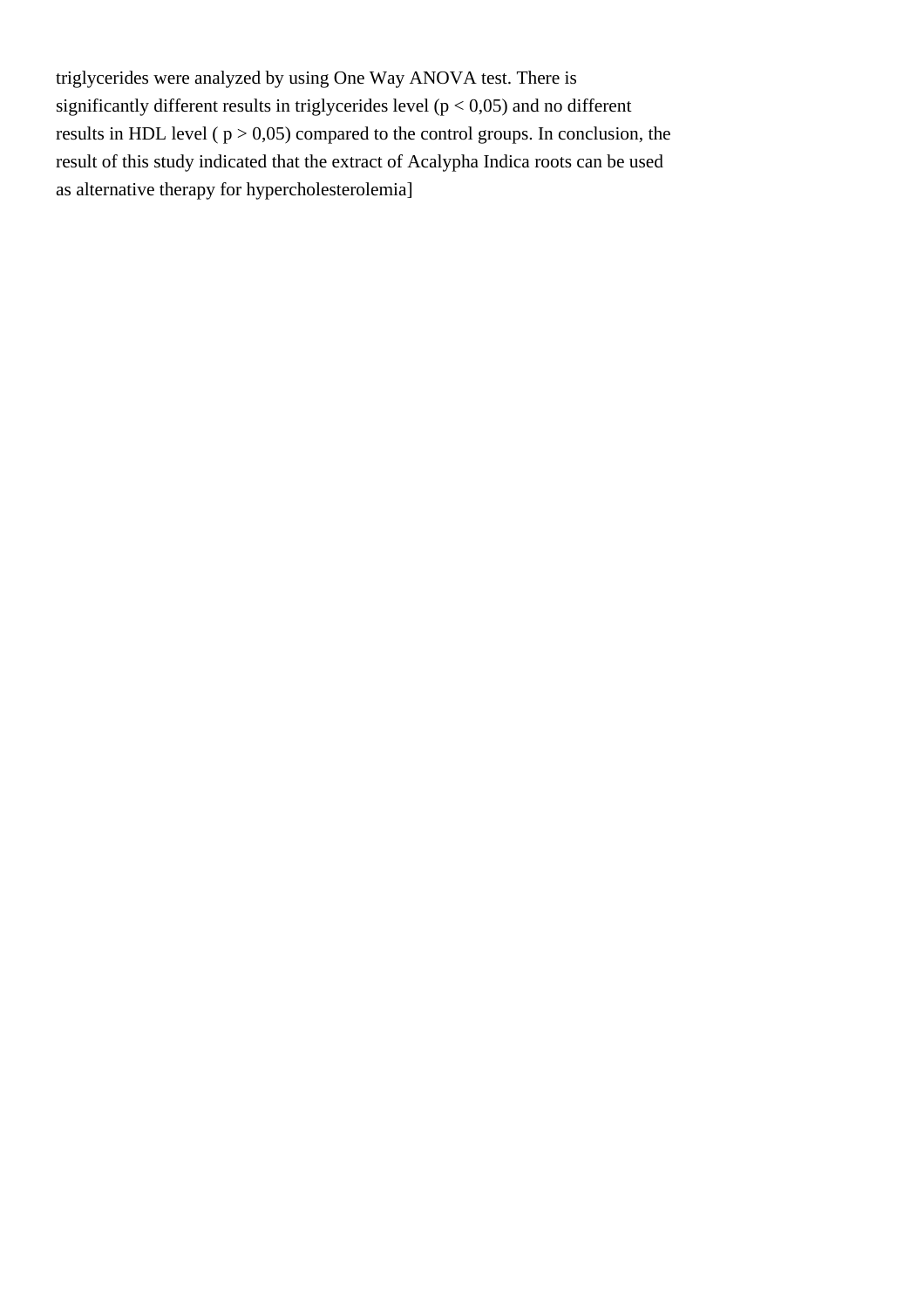triglycerides were analyzed by using One Way ANOVA test. There is significantly different results in triglycerides level ($p < 0,05$) and no different results in HDL level ( $p > 0,05$) compared to the control groups. In conclusion, the result of this study indicated that the extract of Acalypha Indica roots can be used as alternative therapy for hypercholesterolemia]